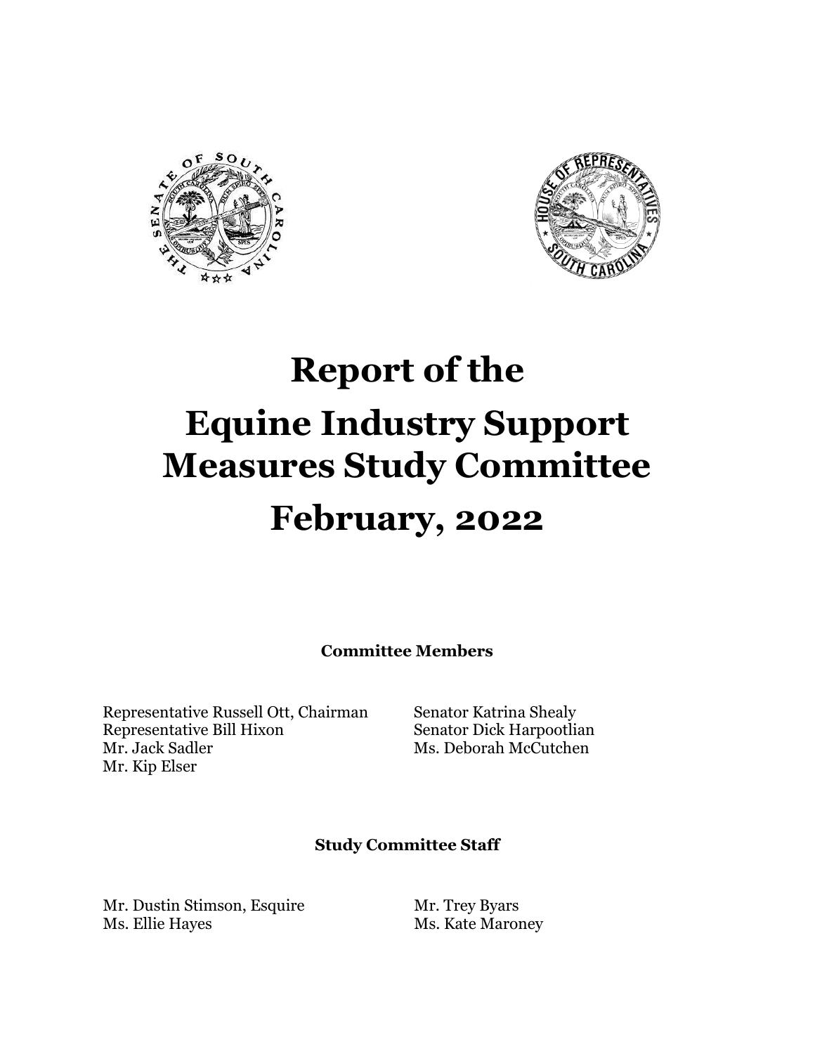# Report of the Equine Industry Support Measures Study Committee

# February, 2022

**Committee Members**

Representative Russell Ott, Chairman
Representative Bill Hixon
Mr. Jack Sadler
Mr. Kip Elser
Senator Katrina Shealy
Senator Dick Harpootlian
Ms. Deborah McCutchen

**Study Committee Staff**

Mr. Dustin Stimson, Esquire
Ms. Ellie Hayes
Mr. Trey Byars
Ms. Kate Maroney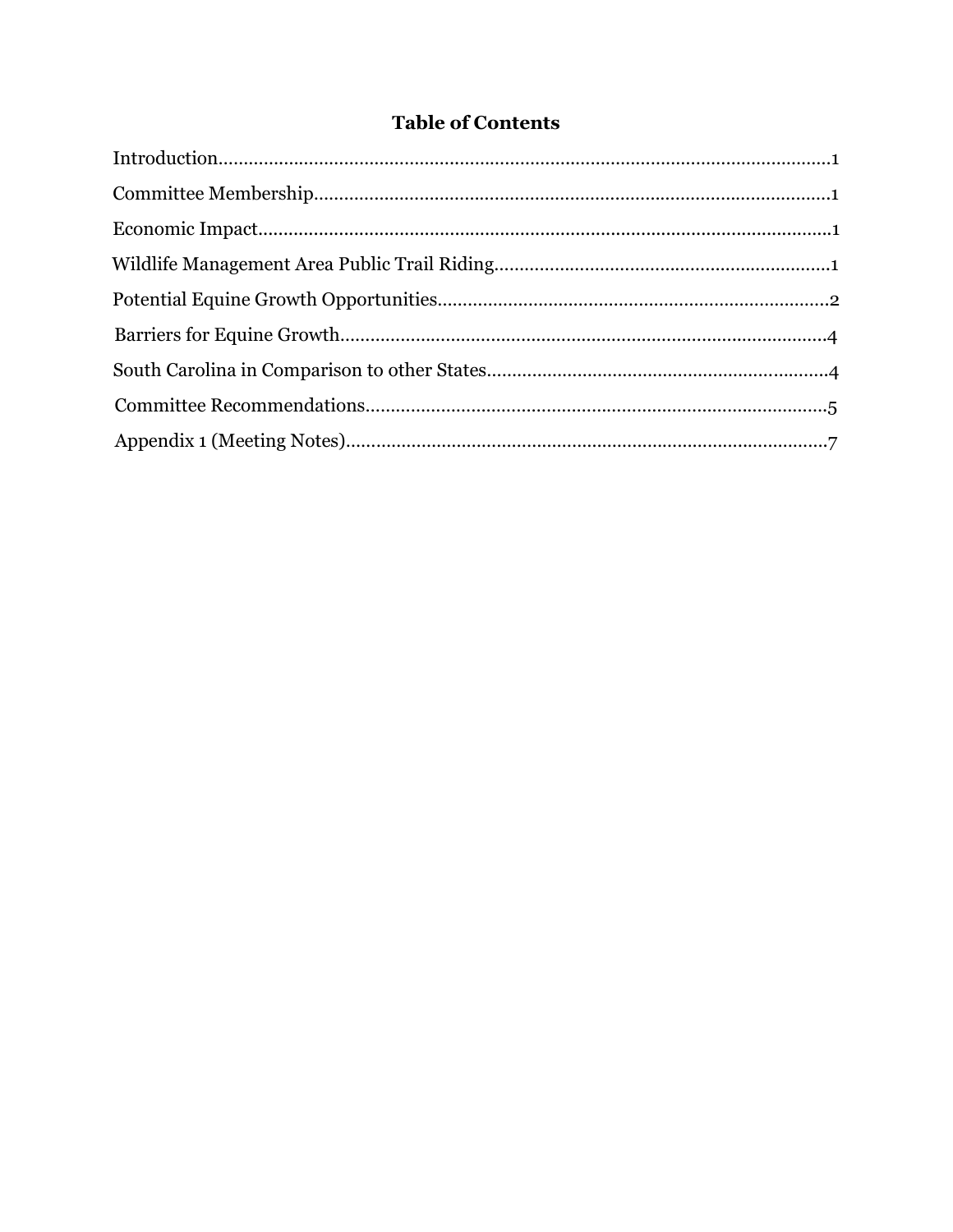## Table of Contents

Introduction....................................................................................................................1

Committee Membership.................................................................................................1

Economic Impact............................................................................................................1

Wildlife Management Area Public Trail Riding............................................................1

Potential Equine Growth Opportunities.........................................................................2

Barriers for Equine Growth............................................................................................4

South Carolina in Comparison to other States...............................................................4

Committee Recommendations........................................................................................5

Appendix 1 (Meeting Notes)..........................................................................................7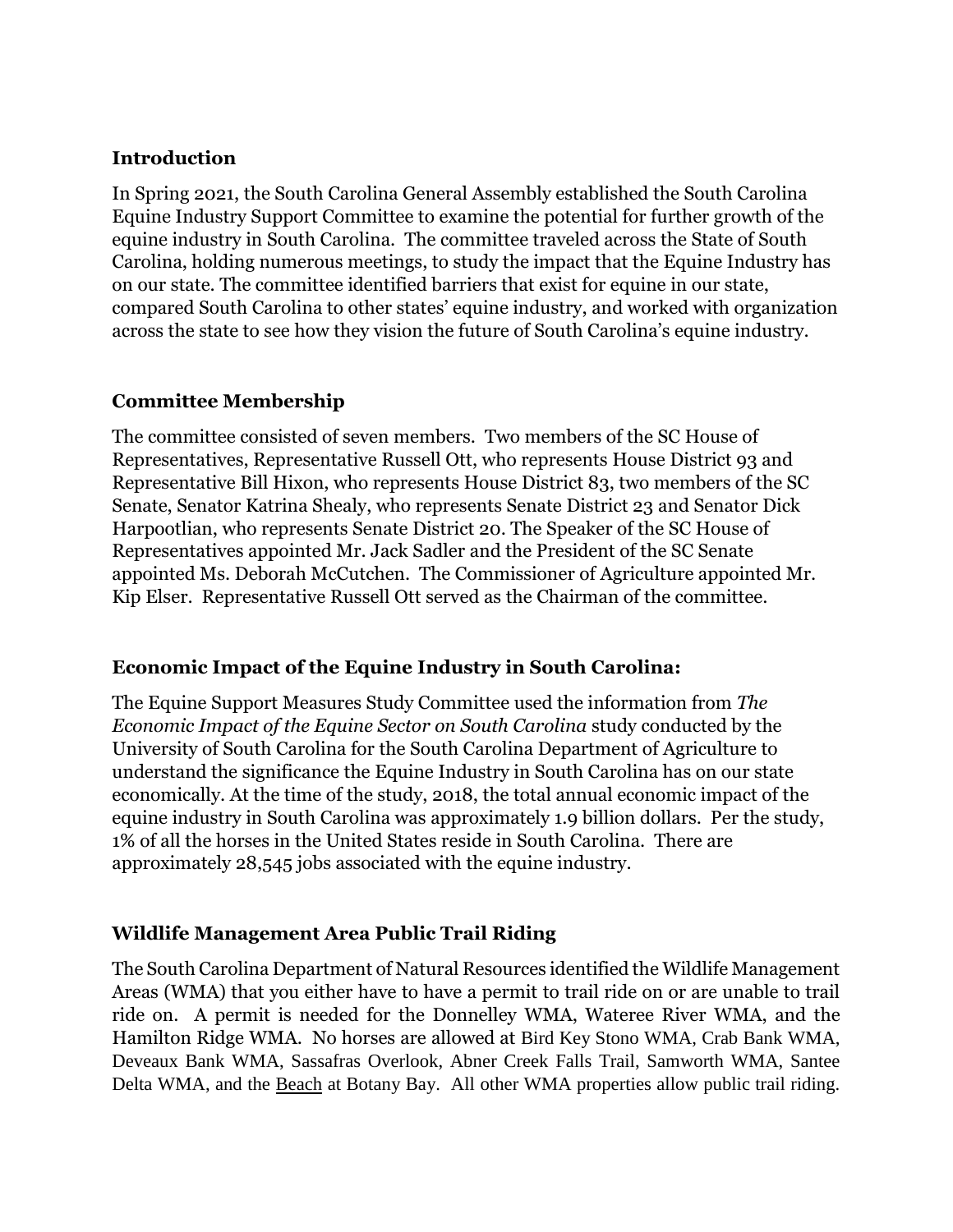## Introduction

In Spring 2021, the South Carolina General Assembly established the South Carolina Equine Industry Support Committee to examine the potential for further growth of the equine industry in South Carolina. The committee traveled across the State of South Carolina, holding numerous meetings, to study the impact that the Equine Industry has on our state. The committee identified barriers that exist for equine in our state, compared South Carolina to other states' equine industry, and worked with organization across the state to see how they vision the future of South Carolina's equine industry.

## Committee Membership

The committee consisted of seven members. Two members of the SC House of Representatives, Representative Russell Ott, who represents House District 93 and Representative Bill Hixon, who represents House District 83, two members of the SC Senate, Senator Katrina Shealy, who represents Senate District 23 and Senator Dick Harpootlian, who represents Senate District 20. The Speaker of the SC House of Representatives appointed Mr. Jack Sadler and the President of the SC Senate appointed Ms. Deborah McCutchen. The Commissioner of Agriculture appointed Mr. Kip Elser. Representative Russell Ott served as the Chairman of the committee.

## Economic Impact of the Equine Industry in South Carolina:

The Equine Support Measures Study Committee used the information from *The Economic Impact of the Equine Sector on South Carolina* study conducted by the University of South Carolina for the South Carolina Department of Agriculture to understand the significance the Equine Industry in South Carolina has on our state economically. At the time of the study, 2018, the total annual economic impact of the equine industry in South Carolina was approximately 1.9 billion dollars. Per the study, 1% of all the horses in the United States reside in South Carolina. There are approximately 28,545 jobs associated with the equine industry.

## Wildlife Management Area Public Trail Riding

The South Carolina Department of Natural Resources identified the Wildlife Management Areas (WMA) that you either have to have a permit to trail ride on or are unable to trail ride on. A permit is needed for the Donnelley WMA, Wateree River WMA, and the Hamilton Ridge WMA. No horses are allowed at Bird Key Stono WMA, Crab Bank WMA, Deveaux Bank WMA, Sassafras Overlook, Abner Creek Falls Trail, Samworth WMA, Santee Delta WMA, and the Beach at Botany Bay. All other WMA properties allow public trail riding.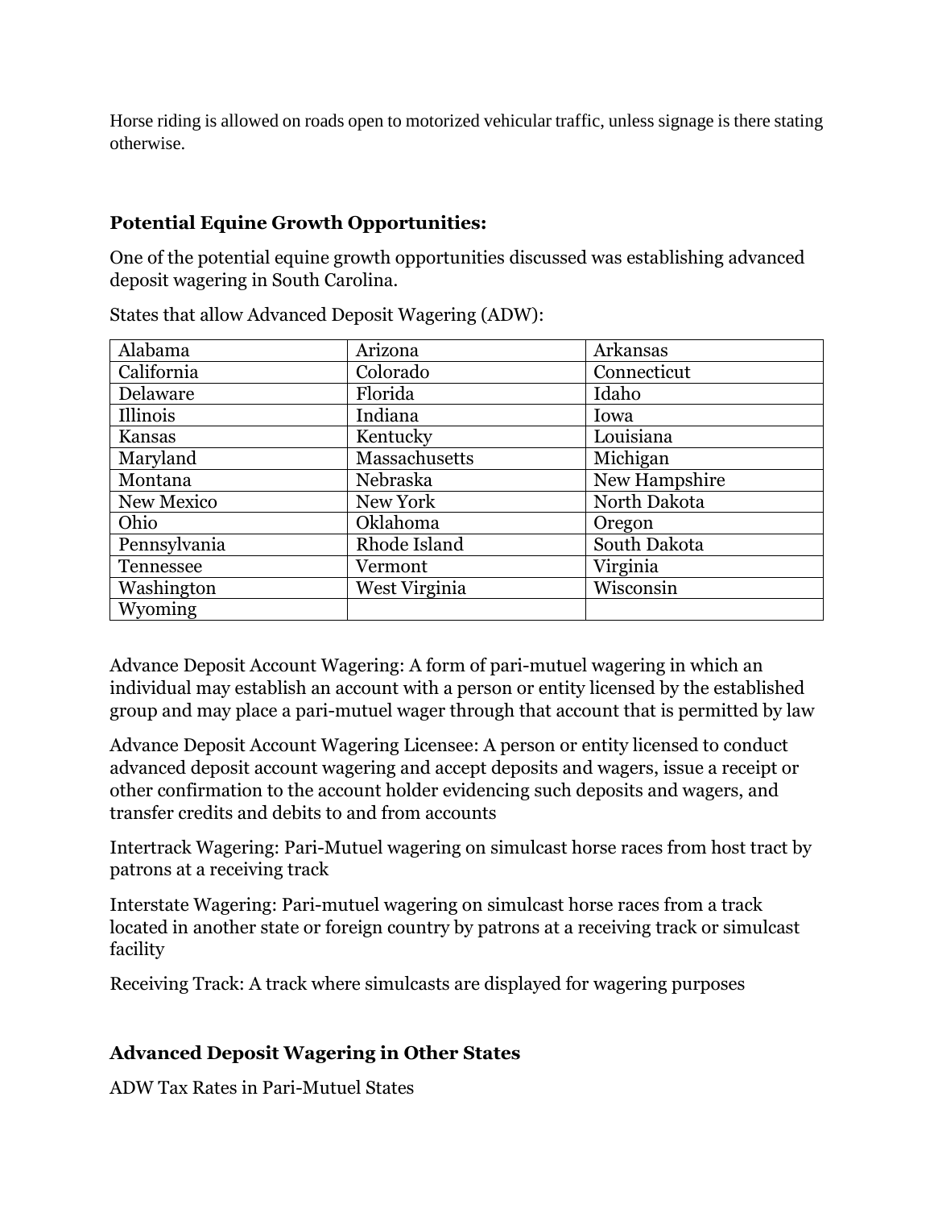Horse riding is allowed on roads open to motorized vehicular traffic, unless signage is there stating otherwise.

### Potential Equine Growth Opportunities:

One of the potential equine growth opportunities discussed was establishing advanced deposit wagering in South Carolina.

States that allow Advanced Deposit Wagering (ADW):

| | | |
|---|---|---|
| Alabama | Arizona | Arkansas |
| California | Colorado | Connecticut |
| Delaware | Florida | Idaho |
| Illinois | Indiana | Iowa |
| Kansas | Kentucky | Louisiana |
| Maryland | Massachusetts | Michigan |
| Montana | Nebraska | New Hampshire |
| New Mexico | New York | North Dakota |
| Ohio | Oklahoma | Oregon |
| Pennsylvania | Rhode Island | South Dakota |
| Tennessee | Vermont | Virginia |
| Washington | West Virginia | Wisconsin |
| Wyoming | | |

Advance Deposit Account Wagering: A form of pari-mutuel wagering in which an individual may establish an account with a person or entity licensed by the established group and may place a pari-mutuel wager through that account that is permitted by law

Advance Deposit Account Wagering Licensee: A person or entity licensed to conduct advanced deposit account wagering and accept deposits and wagers, issue a receipt or other confirmation to the account holder evidencing such deposits and wagers, and transfer credits and debits to and from accounts

Intertrack Wagering: Pari-Mutuel wagering on simulcast horse races from host tract by patrons at a receiving track

Interstate Wagering: Pari-mutuel wagering on simulcast horse races from a track located in another state or foreign country by patrons at a receiving track or simulcast facility

Receiving Track: A track where simulcasts are displayed for wagering purposes

### Advanced Deposit Wagering in Other States

ADW Tax Rates in Pari-Mutuel States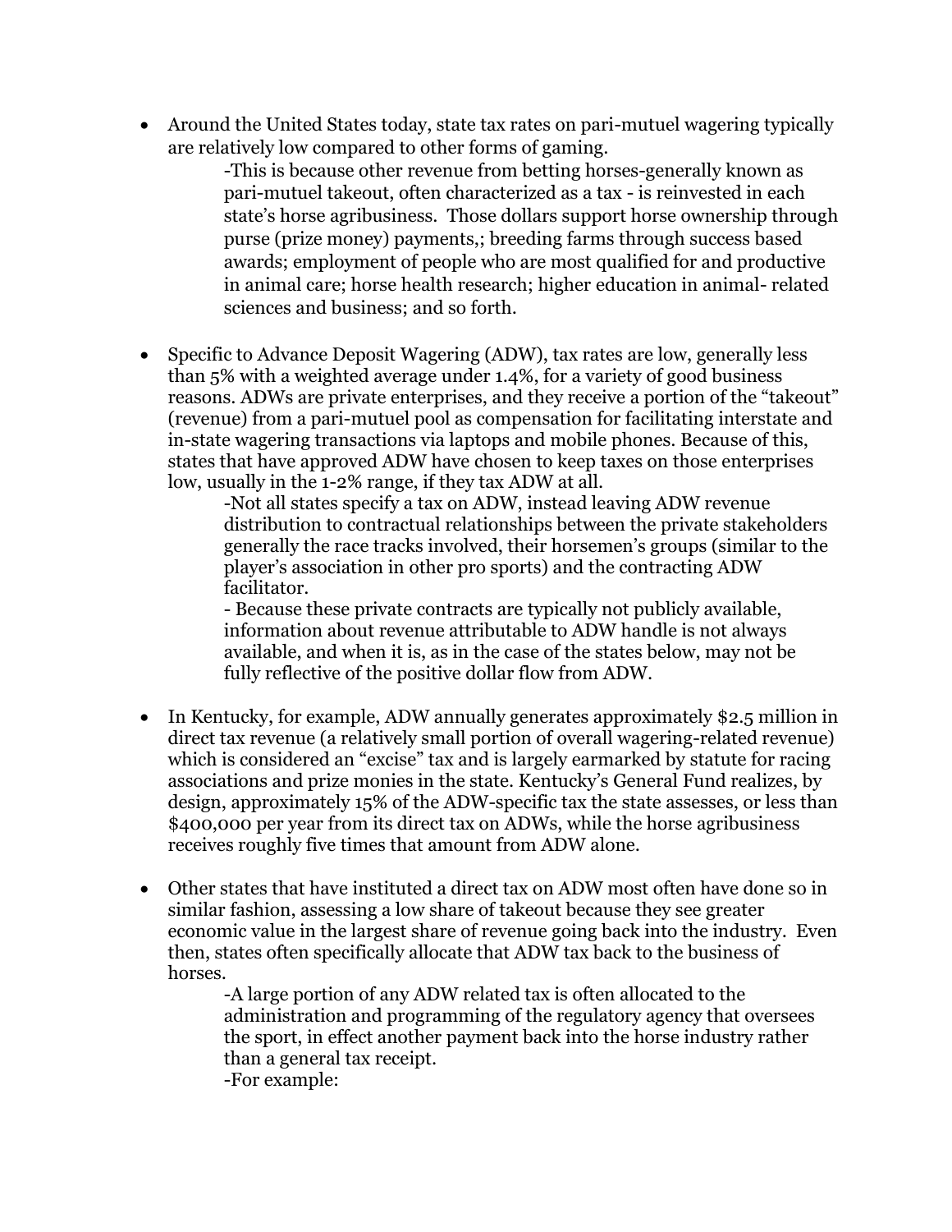- Around the United States today, state tax rates on pari-mutuel wagering typically are relatively low compared to other forms of gaming.

  -This is because other revenue from betting horses-generally known as pari-mutuel takeout, often characterized as a tax - is reinvested in each state's horse agribusiness. Those dollars support horse ownership through purse (prize money) payments,; breeding farms through success based awards; employment of people who are most qualified for and productive in animal care; horse health research; higher education in animal- related sciences and business; and so forth.

- Specific to Advance Deposit Wagering (ADW), tax rates are low, generally less than 5% with a weighted average under 1.4%, for a variety of good business reasons. ADWs are private enterprises, and they receive a portion of the "takeout" (revenue) from a pari-mutuel pool as compensation for facilitating interstate and in-state wagering transactions via laptops and mobile phones. Because of this, states that have approved ADW have chosen to keep taxes on those enterprises low, usually in the 1-2% range, if they tax ADW at all.

  -Not all states specify a tax on ADW, instead leaving ADW revenue distribution to contractual relationships between the private stakeholders generally the race tracks involved, their horsemen's groups (similar to the player's association in other pro sports) and the contracting ADW facilitator.

  - Because these private contracts are typically not publicly available, information about revenue attributable to ADW handle is not always available, and when it is, as in the case of the states below, may not be fully reflective of the positive dollar flow from ADW.

- In Kentucky, for example, ADW annually generates approximately $2.5 million in direct tax revenue (a relatively small portion of overall wagering-related revenue) which is considered an "excise" tax and is largely earmarked by statute for racing associations and prize monies in the state. Kentucky's General Fund realizes, by design, approximately 15% of the ADW-specific tax the state assesses, or less than $400,000 per year from its direct tax on ADWs, while the horse agribusiness receives roughly five times that amount from ADW alone.

- Other states that have instituted a direct tax on ADW most often have done so in similar fashion, assessing a low share of takeout because they see greater economic value in the largest share of revenue going back into the industry. Even then, states often specifically allocate that ADW tax back to the business of horses.

  -A large portion of any ADW related tax is often allocated to the administration and programming of the regulatory agency that oversees the sport, in effect another payment back into the horse industry rather than a general tax receipt.

  -For example: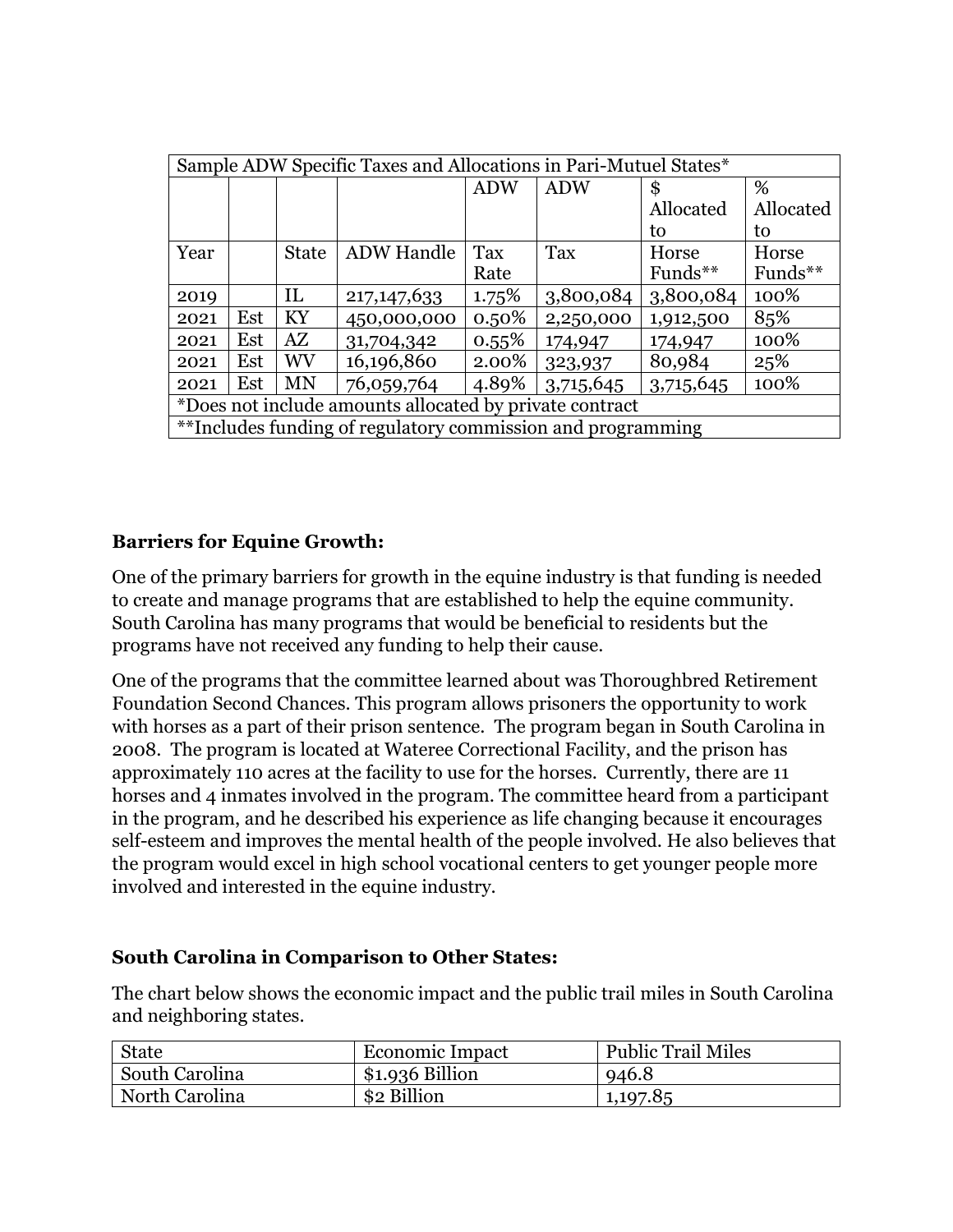| Sample ADW Specific Taxes and Allocations in Pari-Mutuel States* | | | | | | | |
|---|---|---|---|---|---|---|---|
| | | | | ADW | ADW | $ Allocated to | % Allocated to |
| Year | | State | ADW Handle | Tax Rate | Tax | Horse Funds** | Horse Funds** |
| 2019 | | IL | 217,147,633 | 1.75% | 3,800,084 | 3,800,084 | 100% |
| 2021 | Est | KY | 450,000,000 | 0.50% | 2,250,000 | 1,912,500 | 85% |
| 2021 | Est | AZ | 31,704,342 | 0.55% | 174,947 | 174,947 | 100% |
| 2021 | Est | WV | 16,196,860 | 2.00% | 323,937 | 80,984 | 25% |
| 2021 | Est | MN | 76,059,764 | 4.89% | 3,715,645 | 3,715,645 | 100% |
| *Does not include amounts allocated by private contract | | | | | | | |
| **Includes funding of regulatory commission and programming | | | | | | | |

**Barriers for Equine Growth:**

One of the primary barriers for growth in the equine industry is that funding is needed to create and manage programs that are established to help the equine community. South Carolina has many programs that would be beneficial to residents but the programs have not received any funding to help their cause.

One of the programs that the committee learned about was Thoroughbred Retirement Foundation Second Chances. This program allows prisoners the opportunity to work with horses as a part of their prison sentence. The program began in South Carolina in 2008. The program is located at Wateree Correctional Facility, and the prison has approximately 110 acres at the facility to use for the horses. Currently, there are 11 horses and 4 inmates involved in the program. The committee heard from a participant in the program, and he described his experience as life changing because it encourages self-esteem and improves the mental health of the people involved. He also believes that the program would excel in high school vocational centers to get younger people more involved and interested in the equine industry.

**South Carolina in Comparison to Other States:**

The chart below shows the economic impact and the public trail miles in South Carolina and neighboring states.

| State | Economic Impact | Public Trail Miles |
|---|---|---|
| South Carolina | $1.936 Billion | 946.8 |
| North Carolina | $2 Billion | 1,197.85 |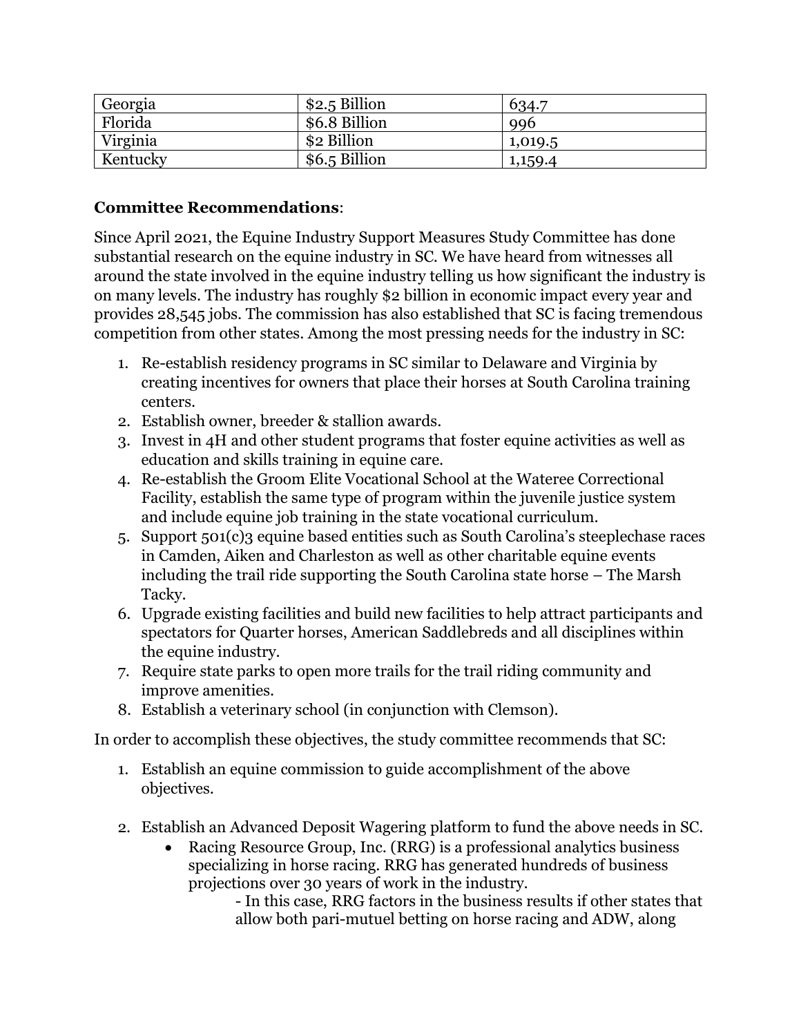| Georgia | $2.5 Billion | 634.7 |
|---|---|---|
| Florida | $6.8 Billion | 996 |
| Virginia | $2 Billion | 1,019.5 |
| Kentucky | $6.5 Billion | 1,159.4 |

**Committee Recommendations**:

Since April 2021, the Equine Industry Support Measures Study Committee has done substantial research on the equine industry in SC. We have heard from witnesses all around the state involved in the equine industry telling us how significant the industry is on many levels. The industry has roughly $2 billion in economic impact every year and provides 28,545 jobs. The commission has also established that SC is facing tremendous competition from other states. Among the most pressing needs for the industry in SC:

1. Re-establish residency programs in SC similar to Delaware and Virginia by creating incentives for owners that place their horses at South Carolina training centers.
2. Establish owner, breeder & stallion awards.
3. Invest in 4H and other student programs that foster equine activities as well as education and skills training in equine care.
4. Re-establish the Groom Elite Vocational School at the Wateree Correctional Facility, establish the same type of program within the juvenile justice system and include equine job training in the state vocational curriculum.
5. Support 501(c)3 equine based entities such as South Carolina's steeplechase races in Camden, Aiken and Charleston as well as other charitable equine events including the trail ride supporting the South Carolina state horse – The Marsh Tacky.
6. Upgrade existing facilities and build new facilities to help attract participants and spectators for Quarter horses, American Saddlebreds and all disciplines within the equine industry.
7. Require state parks to open more trails for the trail riding community and improve amenities.
8. Establish a veterinary school (in conjunction with Clemson).

In order to accomplish these objectives, the study committee recommends that SC:

1. Establish an equine commission to guide accomplishment of the above objectives.

2. Establish an Advanced Deposit Wagering platform to fund the above needs in SC.
   - Racing Resource Group, Inc. (RRG) is a professional analytics business specializing in horse racing. RRG has generated hundreds of business projections over 30 years of work in the industry.
     - In this case, RRG factors in the business results if other states that allow both pari-mutuel betting on horse racing and ADW, along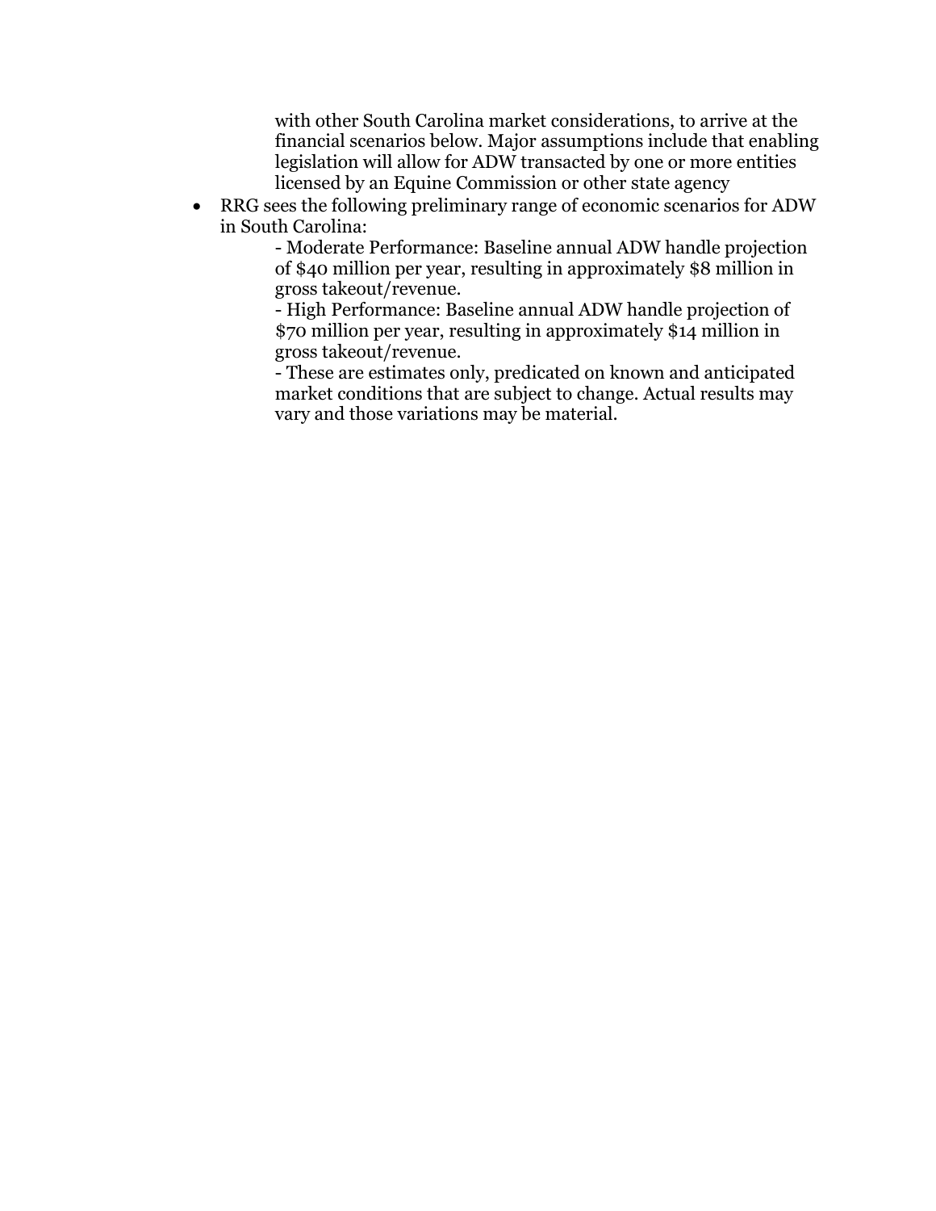with other South Carolina market considerations, to arrive at the financial scenarios below. Major assumptions include that enabling legislation will allow for ADW transacted by one or more entities licensed by an Equine Commission or other state agency

- RRG sees the following preliminary range of economic scenarios for ADW in South Carolina:
  - Moderate Performance: Baseline annual ADW handle projection of $40 million per year, resulting in approximately $8 million in gross takeout/revenue.
  - High Performance: Baseline annual ADW handle projection of $70 million per year, resulting in approximately $14 million in gross takeout/revenue.
  - These are estimates only, predicated on known and anticipated market conditions that are subject to change. Actual results may vary and those variations may be material.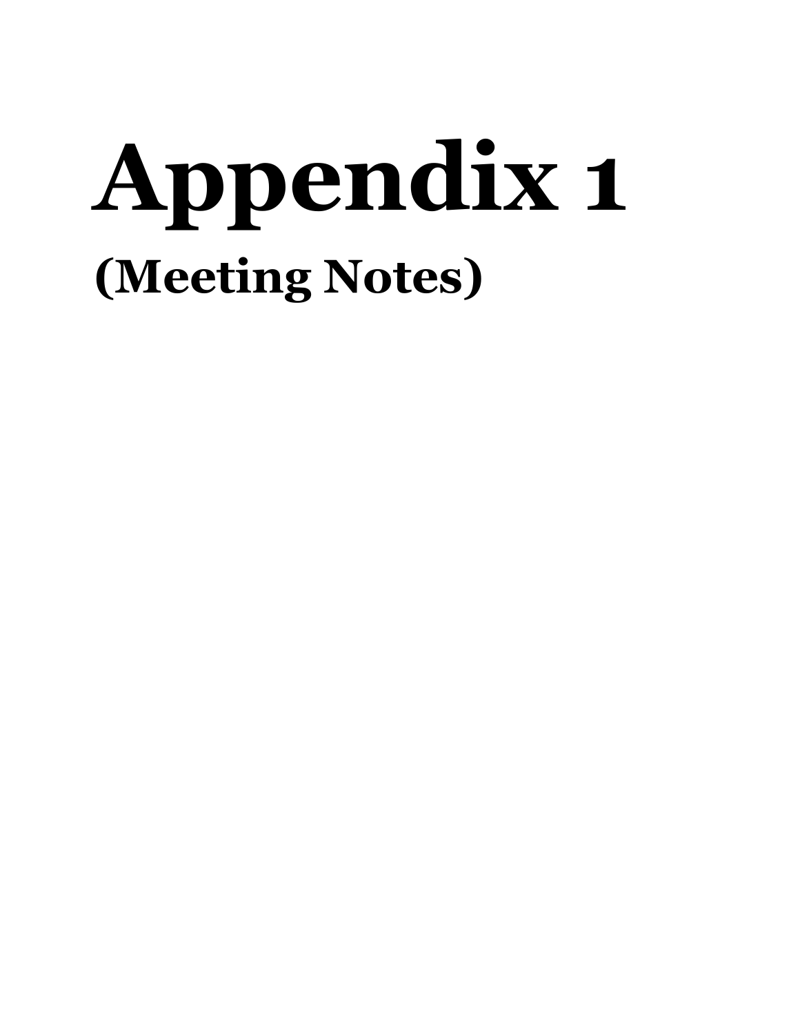# Appendix 1

## (Meeting Notes)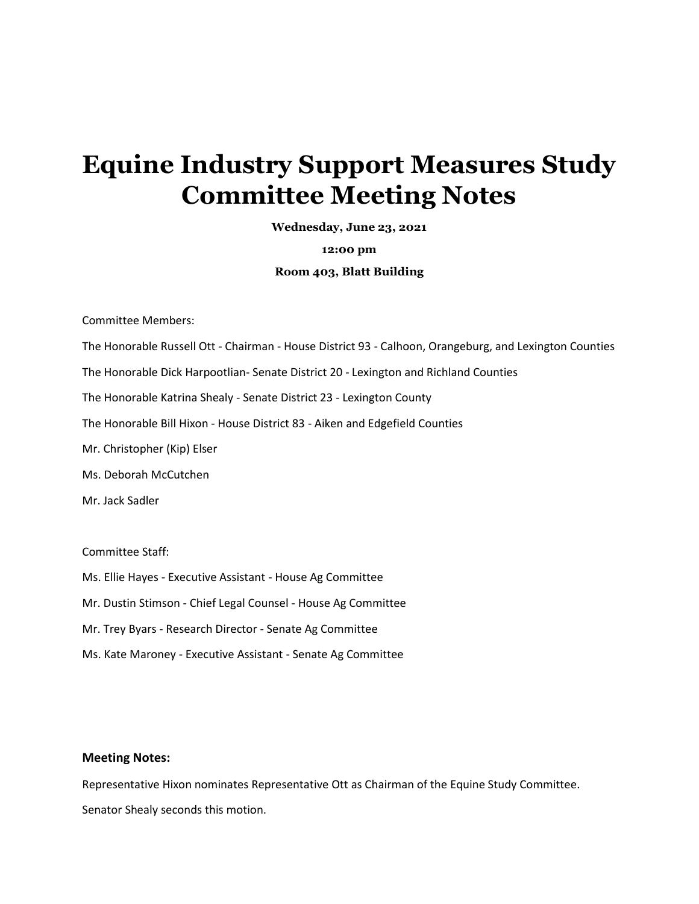# Equine Industry Support Measures Study Committee Meeting Notes

**Wednesday, June 23, 2021**

**12:00 pm**

**Room 403, Blatt Building**

Committee Members:

The Honorable Russell Ott - Chairman - House District 93 - Calhoon, Orangeburg, and Lexington Counties

The Honorable Dick Harpootlian- Senate District 20 - Lexington and Richland Counties

The Honorable Katrina Shealy - Senate District 23 - Lexington County

The Honorable Bill Hixon - House District 83 - Aiken and Edgefield Counties

Mr. Christopher (Kip) Elser

Ms. Deborah McCutchen

Mr. Jack Sadler

Committee Staff:

Ms. Ellie Hayes - Executive Assistant - House Ag Committee

Mr. Dustin Stimson - Chief Legal Counsel - House Ag Committee

Mr. Trey Byars - Research Director - Senate Ag Committee

Ms. Kate Maroney - Executive Assistant - Senate Ag Committee

**Meeting Notes:**

Representative Hixon nominates Representative Ott as Chairman of the Equine Study Committee.

Senator Shealy seconds this motion.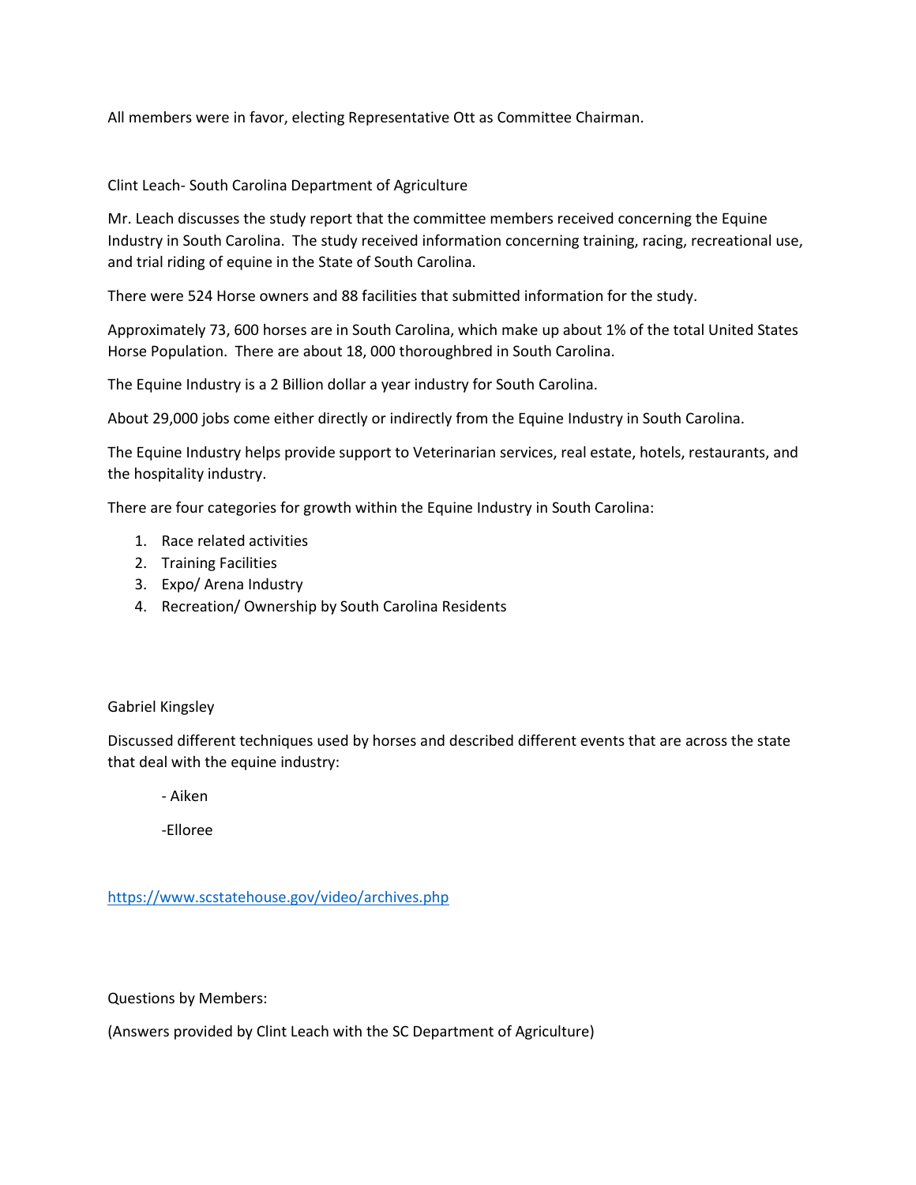All members were in favor, electing Representative Ott as Committee Chairman.

Clint Leach- South Carolina Department of Agriculture

Mr. Leach discusses the study report that the committee members received concerning the Equine Industry in South Carolina. The study received information concerning training, racing, recreational use, and trial riding of equine in the State of South Carolina.

There were 524 Horse owners and 88 facilities that submitted information for the study.

Approximately 73, 600 horses are in South Carolina, which make up about 1% of the total United States Horse Population. There are about 18, 000 thoroughbred in South Carolina.

The Equine Industry is a 2 Billion dollar a year industry for South Carolina.

About 29,000 jobs come either directly or indirectly from the Equine Industry in South Carolina.

The Equine Industry helps provide support to Veterinarian services, real estate, hotels, restaurants, and the hospitality industry.

There are four categories for growth within the Equine Industry in South Carolina:

1. Race related activities
2. Training Facilities
3. Expo/ Arena Industry
4. Recreation/ Ownership by South Carolina Residents

Gabriel Kingsley

Discussed different techniques used by horses and described different events that are across the state that deal with the equine industry:

- Aiken
- Elloree

https://www.scstatehouse.gov/video/archives.php

Questions by Members:

(Answers provided by Clint Leach with the SC Department of Agriculture)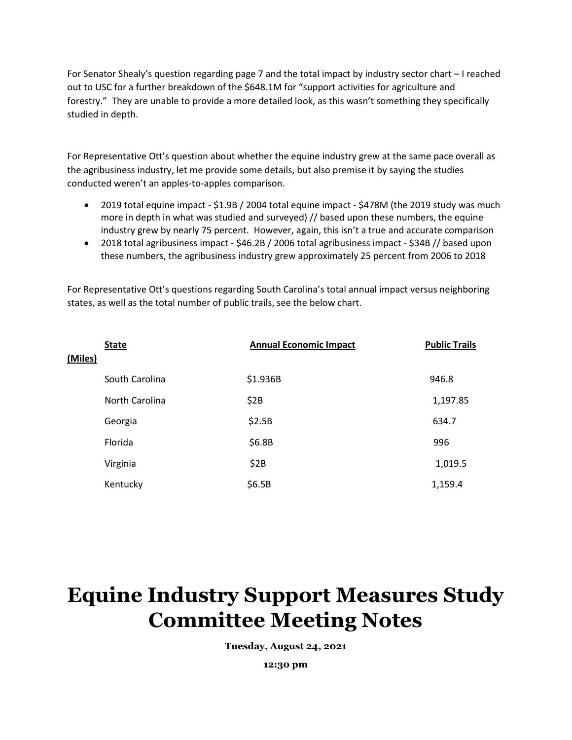For Senator Shealy's question regarding page 7 and the total impact by industry sector chart – I reached out to USC for a further breakdown of the $648.1M for "support activities for agriculture and forestry." They are unable to provide a more detailed look, as this wasn't something they specifically studied in depth.

For Representative Ott's question about whether the equine industry grew at the same pace overall as the agribusiness industry, let me provide some details, but also premise it by saying the studies conducted weren't an apples-to-apples comparison.

- 2019 total equine impact - $1.9B / 2004 total equine impact - $478M (the 2019 study was much more in depth in what was studied and surveyed) // based upon these numbers, the equine industry grew by nearly 75 percent. However, again, this isn't a true and accurate comparison
- 2018 total agribusiness impact - $46.2B / 2006 total agribusiness impact - $34B // based upon these numbers, the agribusiness industry grew approximately 25 percent from 2006 to 2018

For Representative Ott's questions regarding South Carolina's total annual impact versus neighboring states, as well as the total number of public trails, see the below chart.

| State | Annual Economic Impact | Public Trails (Miles) |
|---|---|---|
| South Carolina | $1.936B | 946.8 |
| North Carolina | $2B | 1,197.85 |
| Georgia | $2.5B | 634.7 |
| Florida | $6.8B | 996 |
| Virginia | $2B | 1,019.5 |
| Kentucky | $6.5B | 1,159.4 |

# Equine Industry Support Measures Study Committee Meeting Notes

**Tuesday, August 24, 2021**

**12:30 pm**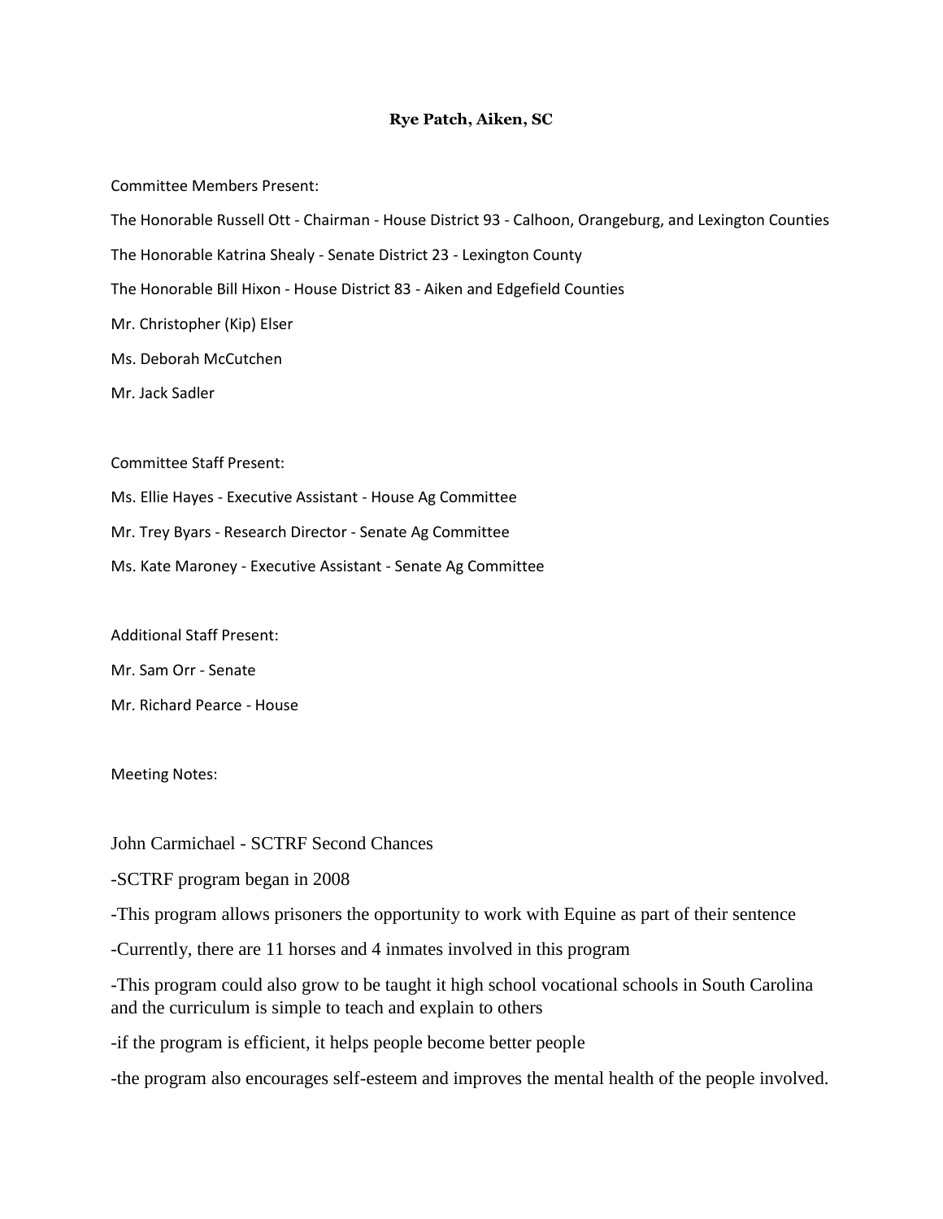**Rye Patch, Aiken, SC**

Committee Members Present:

The Honorable Russell Ott - Chairman - House District 93 - Calhoon, Orangeburg, and Lexington Counties

The Honorable Katrina Shealy - Senate District 23 - Lexington County

The Honorable Bill Hixon - House District 83 - Aiken and Edgefield Counties

Mr. Christopher (Kip) Elser

Ms. Deborah McCutchen

Mr. Jack Sadler

Committee Staff Present:

Ms. Ellie Hayes - Executive Assistant - House Ag Committee

Mr. Trey Byars - Research Director - Senate Ag Committee

Ms. Kate Maroney - Executive Assistant - Senate Ag Committee

Additional Staff Present:

Mr. Sam Orr - Senate

Mr. Richard Pearce - House

Meeting Notes:

John Carmichael - SCTRF Second Chances

-SCTRF program began in 2008

-This program allows prisoners the opportunity to work with Equine as part of their sentence

-Currently, there are 11 horses and 4 inmates involved in this program

-This program could also grow to be taught it high school vocational schools in South Carolina and the curriculum is simple to teach and explain to others

-if the program is efficient, it helps people become better people

-the program also encourages self-esteem and improves the mental health of the people involved.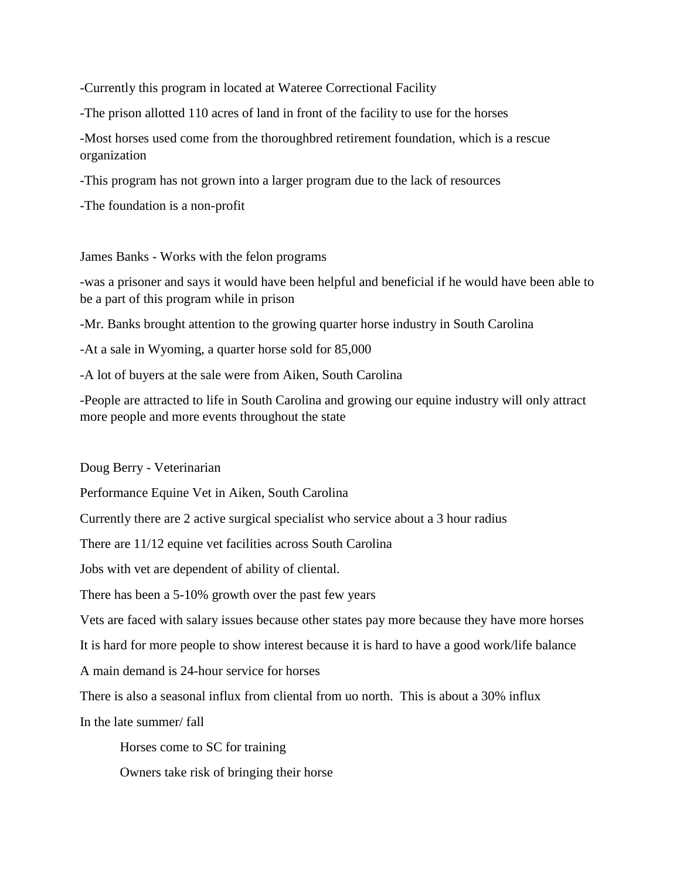-Currently this program in located at Wateree Correctional Facility

-The prison allotted 110 acres of land in front of the facility to use for the horses

-Most horses used come from the thoroughbred retirement foundation, which is a rescue organization

-This program has not grown into a larger program due to the lack of resources

-The foundation is a non-profit

James Banks - Works with the felon programs

-was a prisoner and says it would have been helpful and beneficial if he would have been able to be a part of this program while in prison

-Mr. Banks brought attention to the growing quarter horse industry in South Carolina

-At a sale in Wyoming, a quarter horse sold for 85,000

-A lot of buyers at the sale were from Aiken, South Carolina

-People are attracted to life in South Carolina and growing our equine industry will only attract more people and more events throughout the state

Doug Berry - Veterinarian

Performance Equine Vet in Aiken, South Carolina

Currently there are 2 active surgical specialist who service about a 3 hour radius

There are 11/12 equine vet facilities across South Carolina

Jobs with vet are dependent of ability of cliental.

There has been a 5-10% growth over the past few years

Vets are faced with salary issues because other states pay more because they have more horses

It is hard for more people to show interest because it is hard to have a good work/life balance

A main demand is 24-hour service for horses

There is also a seasonal influx from cliental from uo north. This is about a 30% influx

In the late summer/ fall

Horses come to SC for training

Owners take risk of bringing their horse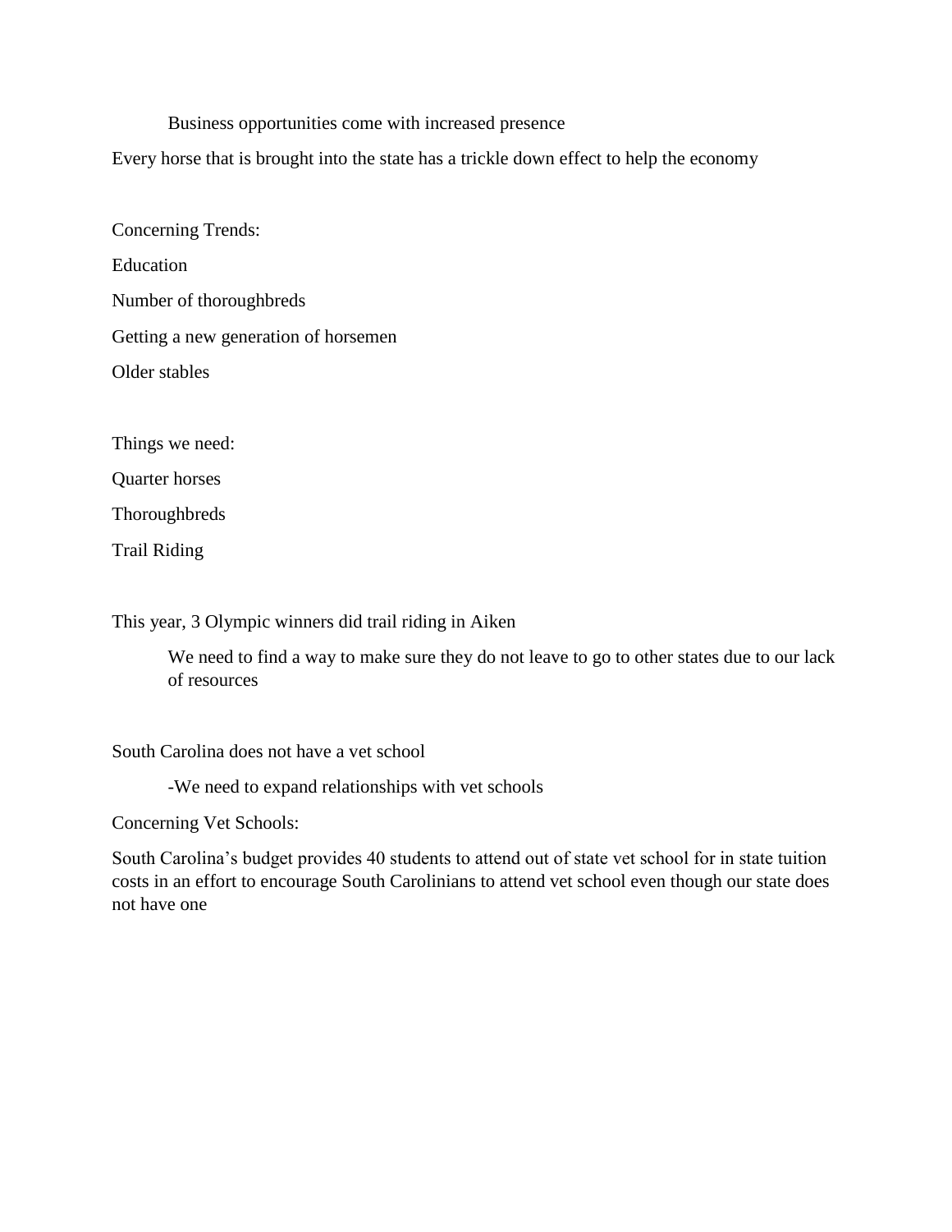Business opportunities come with increased presence

Every horse that is brought into the state has a trickle down effect to help the economy

Concerning Trends:

Education

Number of thoroughbreds

Getting a new generation of horsemen

Older stables

Things we need:

Quarter horses

Thoroughbreds

Trail Riding

This year, 3 Olympic winners did trail riding in Aiken

We need to find a way to make sure they do not leave to go to other states due to our lack of resources

South Carolina does not have a vet school

-We need to expand relationships with vet schools

Concerning Vet Schools:

South Carolina's budget provides 40 students to attend out of state vet school for in state tuition costs in an effort to encourage South Carolinians to attend vet school even though our state does not have one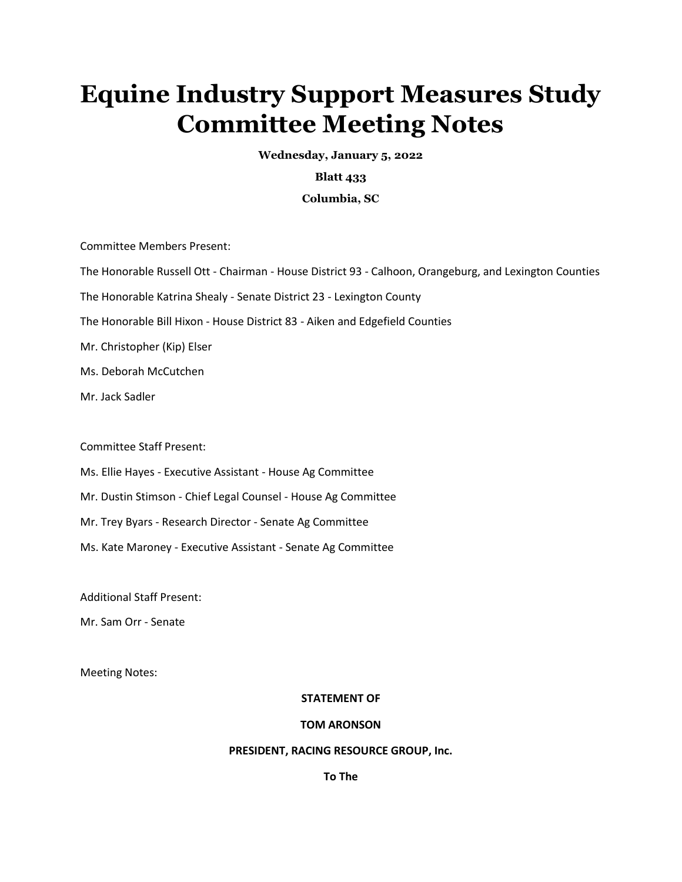# Equine Industry Support Measures Study Committee Meeting Notes

**Wednesday, January 5, 2022**

**Blatt 433**

**Columbia, SC**

Committee Members Present:

The Honorable Russell Ott - Chairman - House District 93 - Calhoon, Orangeburg, and Lexington Counties

The Honorable Katrina Shealy - Senate District 23 - Lexington County

The Honorable Bill Hixon - House District 83 - Aiken and Edgefield Counties

Mr. Christopher (Kip) Elser

Ms. Deborah McCutchen

Mr. Jack Sadler

Committee Staff Present:

Ms. Ellie Hayes - Executive Assistant - House Ag Committee

Mr. Dustin Stimson - Chief Legal Counsel - House Ag Committee

Mr. Trey Byars - Research Director - Senate Ag Committee

Ms. Kate Maroney - Executive Assistant - Senate Ag Committee

Additional Staff Present:

Mr. Sam Orr - Senate

Meeting Notes:

**STATEMENT OF**

**TOM ARONSON**

**PRESIDENT, RACING RESOURCE GROUP, Inc.**

**To The**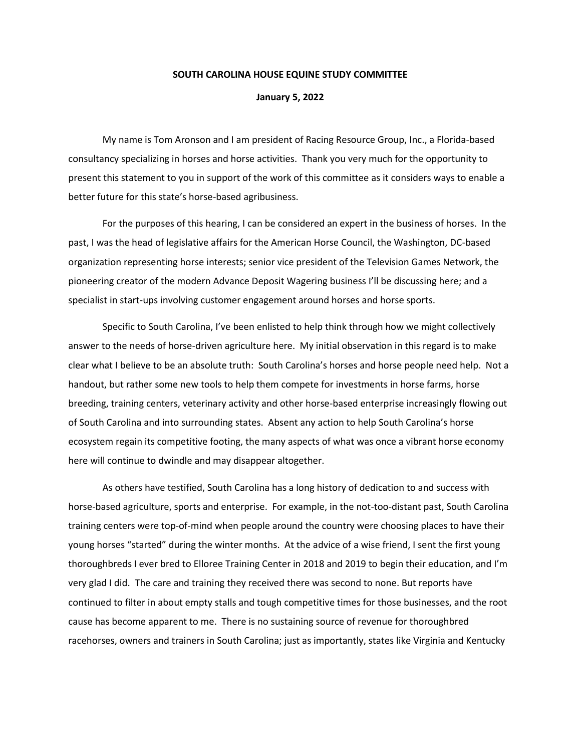**SOUTH CAROLINA HOUSE EQUINE STUDY COMMITTEE**

**January 5, 2022**

My name is Tom Aronson and I am president of Racing Resource Group, Inc., a Florida-based consultancy specializing in horses and horse activities. Thank you very much for the opportunity to present this statement to you in support of the work of this committee as it considers ways to enable a better future for this state's horse-based agribusiness.

For the purposes of this hearing, I can be considered an expert in the business of horses. In the past, I was the head of legislative affairs for the American Horse Council, the Washington, DC-based organization representing horse interests; senior vice president of the Television Games Network, the pioneering creator of the modern Advance Deposit Wagering business I'll be discussing here; and a specialist in start-ups involving customer engagement around horses and horse sports.

Specific to South Carolina, I've been enlisted to help think through how we might collectively answer to the needs of horse-driven agriculture here. My initial observation in this regard is to make clear what I believe to be an absolute truth: South Carolina's horses and horse people need help. Not a handout, but rather some new tools to help them compete for investments in horse farms, horse breeding, training centers, veterinary activity and other horse-based enterprise increasingly flowing out of South Carolina and into surrounding states. Absent any action to help South Carolina's horse ecosystem regain its competitive footing, the many aspects of what was once a vibrant horse economy here will continue to dwindle and may disappear altogether.

As others have testified, South Carolina has a long history of dedication to and success with horse-based agriculture, sports and enterprise. For example, in the not-too-distant past, South Carolina training centers were top-of-mind when people around the country were choosing places to have their young horses "started" during the winter months. At the advice of a wise friend, I sent the first young thoroughbreds I ever bred to Elloree Training Center in 2018 and 2019 to begin their education, and I'm very glad I did. The care and training they received there was second to none. But reports have continued to filter in about empty stalls and tough competitive times for those businesses, and the root cause has become apparent to me. There is no sustaining source of revenue for thoroughbred racehorses, owners and trainers in South Carolina; just as importantly, states like Virginia and Kentucky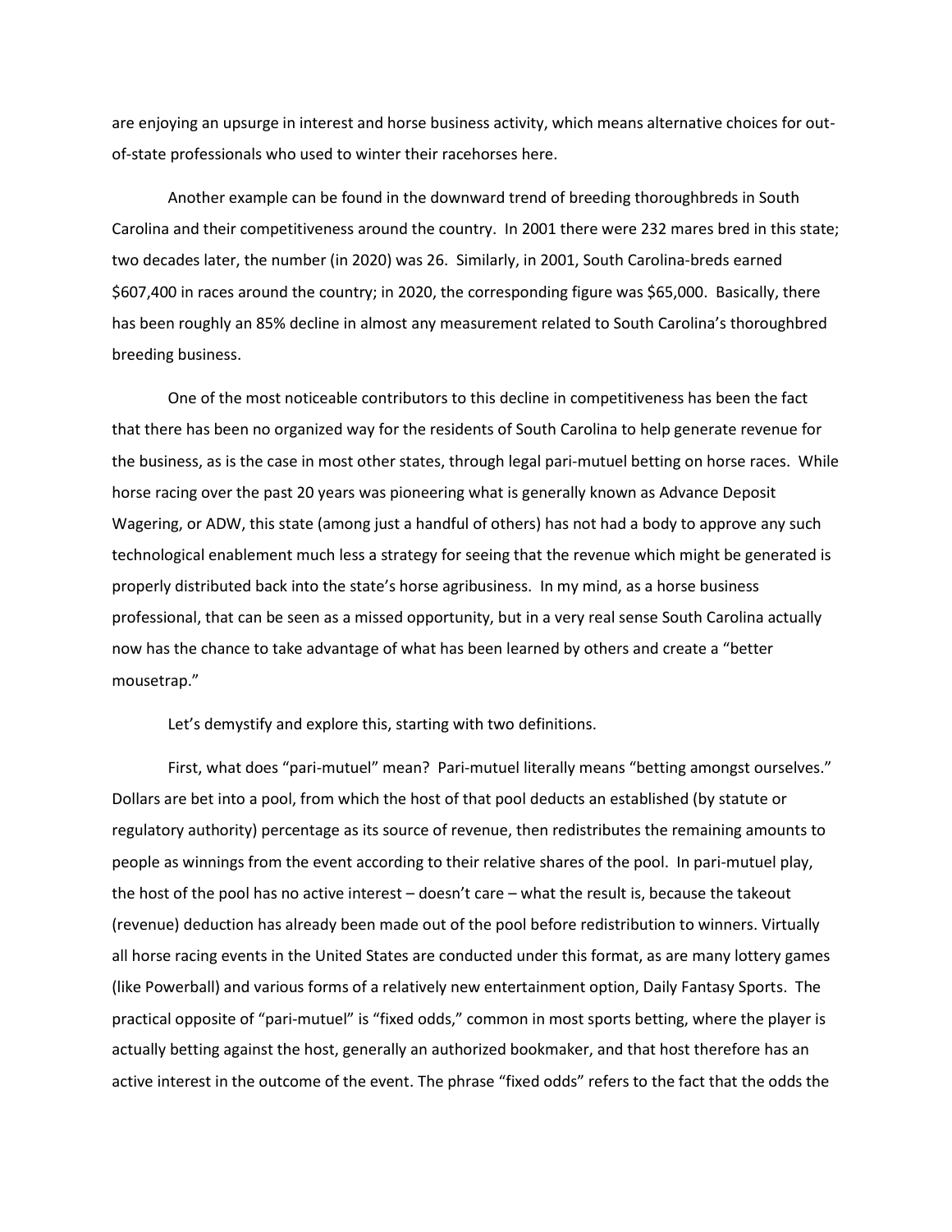are enjoying an upsurge in interest and horse business activity, which means alternative choices for out-of-state professionals who used to winter their racehorses here.

Another example can be found in the downward trend of breeding thoroughbreds in South Carolina and their competitiveness around the country. In 2001 there were 232 mares bred in this state; two decades later, the number (in 2020) was 26. Similarly, in 2001, South Carolina-breds earned $607,400 in races around the country; in 2020, the corresponding figure was $65,000. Basically, there has been roughly an 85% decline in almost any measurement related to South Carolina's thoroughbred breeding business.

One of the most noticeable contributors to this decline in competitiveness has been the fact that there has been no organized way for the residents of South Carolina to help generate revenue for the business, as is the case in most other states, through legal pari-mutuel betting on horse races. While horse racing over the past 20 years was pioneering what is generally known as Advance Deposit Wagering, or ADW, this state (among just a handful of others) has not had a body to approve any such technological enablement much less a strategy for seeing that the revenue which might be generated is properly distributed back into the state's horse agribusiness. In my mind, as a horse business professional, that can be seen as a missed opportunity, but in a very real sense South Carolina actually now has the chance to take advantage of what has been learned by others and create a "better mousetrap."

Let's demystify and explore this, starting with two definitions.

First, what does "pari-mutuel" mean? Pari-mutuel literally means "betting amongst ourselves." Dollars are bet into a pool, from which the host of that pool deducts an established (by statute or regulatory authority) percentage as its source of revenue, then redistributes the remaining amounts to people as winnings from the event according to their relative shares of the pool. In pari-mutuel play, the host of the pool has no active interest – doesn't care – what the result is, because the takeout (revenue) deduction has already been made out of the pool before redistribution to winners. Virtually all horse racing events in the United States are conducted under this format, as are many lottery games (like Powerball) and various forms of a relatively new entertainment option, Daily Fantasy Sports. The practical opposite of "pari-mutuel" is "fixed odds," common in most sports betting, where the player is actually betting against the host, generally an authorized bookmaker, and that host therefore has an active interest in the outcome of the event. The phrase "fixed odds" refers to the fact that the odds the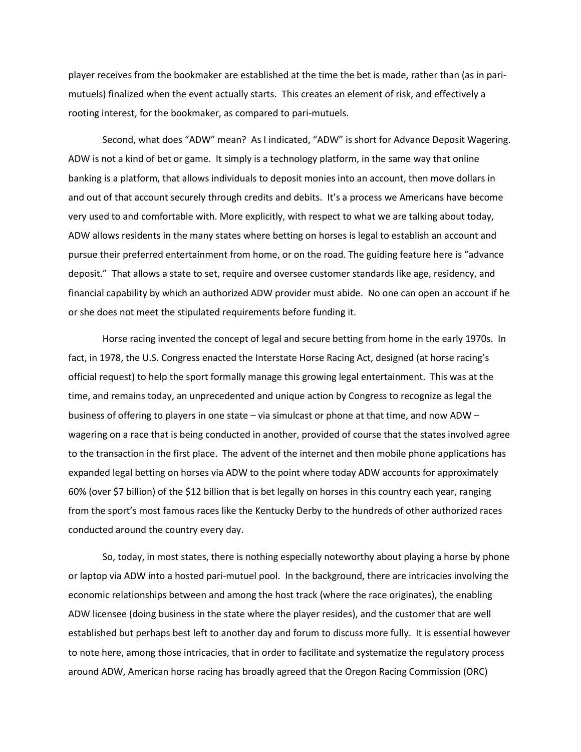player receives from the bookmaker are established at the time the bet is made, rather than (as in pari-mutuels) finalized when the event actually starts. This creates an element of risk, and effectively a rooting interest, for the bookmaker, as compared to pari-mutuels.

Second, what does "ADW" mean? As I indicated, "ADW" is short for Advance Deposit Wagering. ADW is not a kind of bet or game. It simply is a technology platform, in the same way that online banking is a platform, that allows individuals to deposit monies into an account, then move dollars in and out of that account securely through credits and debits. It's a process we Americans have become very used to and comfortable with. More explicitly, with respect to what we are talking about today, ADW allows residents in the many states where betting on horses is legal to establish an account and pursue their preferred entertainment from home, or on the road. The guiding feature here is "advance deposit." That allows a state to set, require and oversee customer standards like age, residency, and financial capability by which an authorized ADW provider must abide. No one can open an account if he or she does not meet the stipulated requirements before funding it.

Horse racing invented the concept of legal and secure betting from home in the early 1970s. In fact, in 1978, the U.S. Congress enacted the Interstate Horse Racing Act, designed (at horse racing's official request) to help the sport formally manage this growing legal entertainment. This was at the time, and remains today, an unprecedented and unique action by Congress to recognize as legal the business of offering to players in one state – via simulcast or phone at that time, and now ADW – wagering on a race that is being conducted in another, provided of course that the states involved agree to the transaction in the first place. The advent of the internet and then mobile phone applications has expanded legal betting on horses via ADW to the point where today ADW accounts for approximately 60% (over $7 billion) of the $12 billion that is bet legally on horses in this country each year, ranging from the sport's most famous races like the Kentucky Derby to the hundreds of other authorized races conducted around the country every day.

So, today, in most states, there is nothing especially noteworthy about playing a horse by phone or laptop via ADW into a hosted pari-mutuel pool. In the background, there are intricacies involving the economic relationships between and among the host track (where the race originates), the enabling ADW licensee (doing business in the state where the player resides), and the customer that are well established but perhaps best left to another day and forum to discuss more fully. It is essential however to note here, among those intricacies, that in order to facilitate and systematize the regulatory process around ADW, American horse racing has broadly agreed that the Oregon Racing Commission (ORC)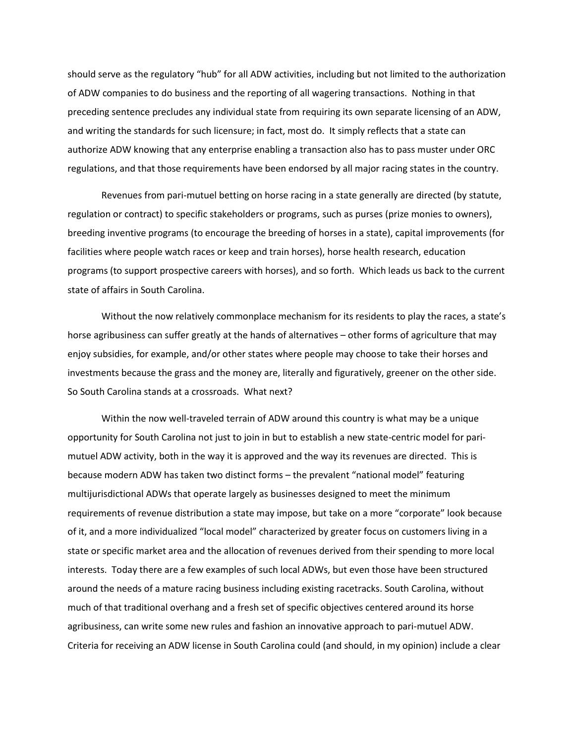should serve as the regulatory "hub" for all ADW activities, including but not limited to the authorization of ADW companies to do business and the reporting of all wagering transactions. Nothing in that preceding sentence precludes any individual state from requiring its own separate licensing of an ADW, and writing the standards for such licensure; in fact, most do. It simply reflects that a state can authorize ADW knowing that any enterprise enabling a transaction also has to pass muster under ORC regulations, and that those requirements have been endorsed by all major racing states in the country.

Revenues from pari-mutuel betting on horse racing in a state generally are directed (by statute, regulation or contract) to specific stakeholders or programs, such as purses (prize monies to owners), breeding inventive programs (to encourage the breeding of horses in a state), capital improvements (for facilities where people watch races or keep and train horses), horse health research, education programs (to support prospective careers with horses), and so forth. Which leads us back to the current state of affairs in South Carolina.

Without the now relatively commonplace mechanism for its residents to play the races, a state's horse agribusiness can suffer greatly at the hands of alternatives – other forms of agriculture that may enjoy subsidies, for example, and/or other states where people may choose to take their horses and investments because the grass and the money are, literally and figuratively, greener on the other side. So South Carolina stands at a crossroads. What next?

Within the now well-traveled terrain of ADW around this country is what may be a unique opportunity for South Carolina not just to join in but to establish a new state-centric model for pari-mutuel ADW activity, both in the way it is approved and the way its revenues are directed. This is because modern ADW has taken two distinct forms – the prevalent "national model" featuring multijurisdictional ADWs that operate largely as businesses designed to meet the minimum requirements of revenue distribution a state may impose, but take on a more "corporate" look because of it, and a more individualized "local model" characterized by greater focus on customers living in a state or specific market area and the allocation of revenues derived from their spending to more local interests. Today there are a few examples of such local ADWs, but even those have been structured around the needs of a mature racing business including existing racetracks. South Carolina, without much of that traditional overhang and a fresh set of specific objectives centered around its horse agribusiness, can write some new rules and fashion an innovative approach to pari-mutuel ADW. Criteria for receiving an ADW license in South Carolina could (and should, in my opinion) include a clear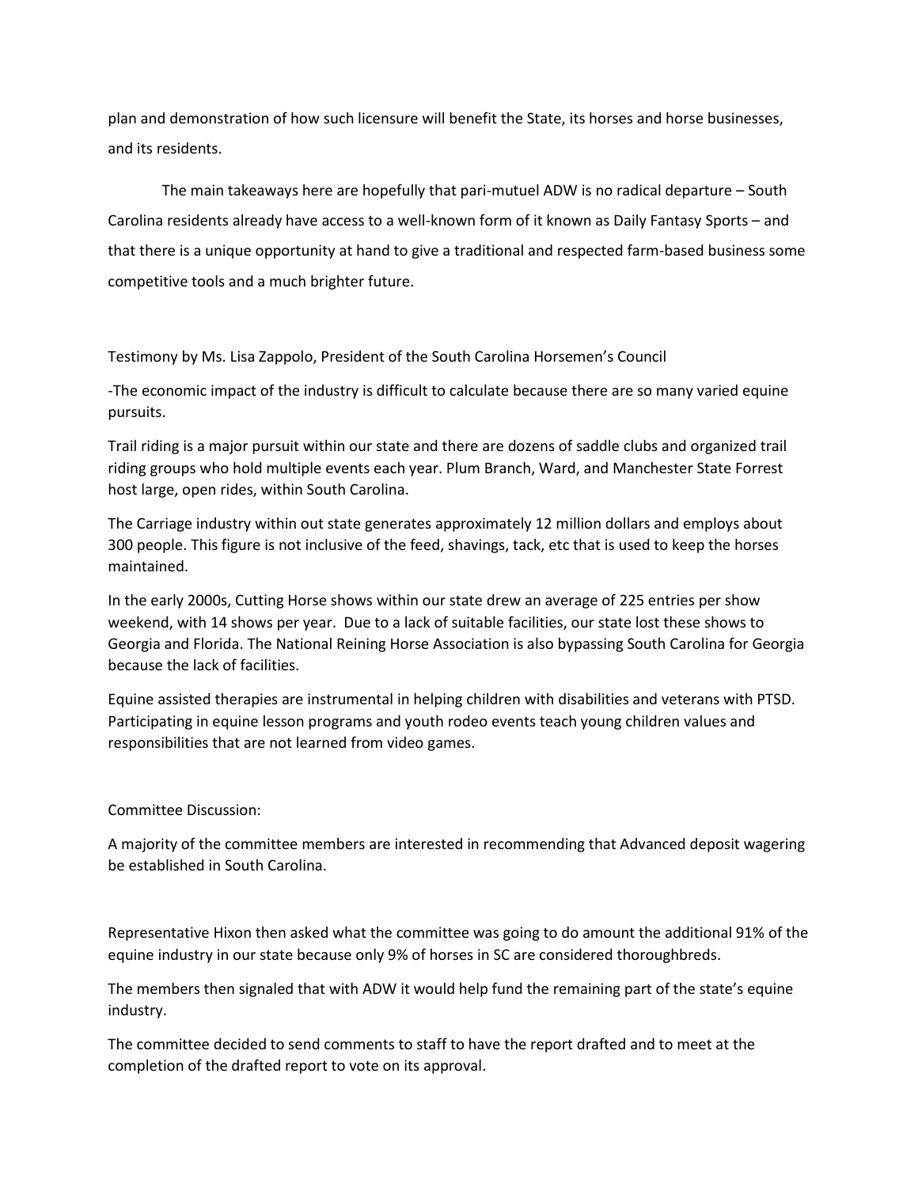plan and demonstration of how such licensure will benefit the State, its horses and horse businesses, and its residents.

The main takeaways here are hopefully that pari-mutuel ADW is no radical departure – South Carolina residents already have access to a well-known form of it known as Daily Fantasy Sports – and that there is a unique opportunity at hand to give a traditional and respected farm-based business some competitive tools and a much brighter future.

Testimony by Ms. Lisa Zappolo, President of the South Carolina Horsemen's Council

-The economic impact of the industry is difficult to calculate because there are so many varied equine pursuits.

Trail riding is a major pursuit within our state and there are dozens of saddle clubs and organized trail riding groups who hold multiple events each year. Plum Branch, Ward, and Manchester State Forrest host large, open rides, within South Carolina.

The Carriage industry within out state generates approximately 12 million dollars and employs about 300 people. This figure is not inclusive of the feed, shavings, tack, etc that is used to keep the horses maintained.

In the early 2000s, Cutting Horse shows within our state drew an average of 225 entries per show weekend, with 14 shows per year. Due to a lack of suitable facilities, our state lost these shows to Georgia and Florida. The National Reining Horse Association is also bypassing South Carolina for Georgia because the lack of facilities.

Equine assisted therapies are instrumental in helping children with disabilities and veterans with PTSD. Participating in equine lesson programs and youth rodeo events teach young children values and responsibilities that are not learned from video games.

Committee Discussion:

A majority of the committee members are interested in recommending that Advanced deposit wagering be established in South Carolina.

Representative Hixon then asked what the committee was going to do amount the additional 91% of the equine industry in our state because only 9% of horses in SC are considered thoroughbreds.

The members then signaled that with ADW it would help fund the remaining part of the state's equine industry.

The committee decided to send comments to staff to have the report drafted and to meet at the completion of the drafted report to vote on its approval.